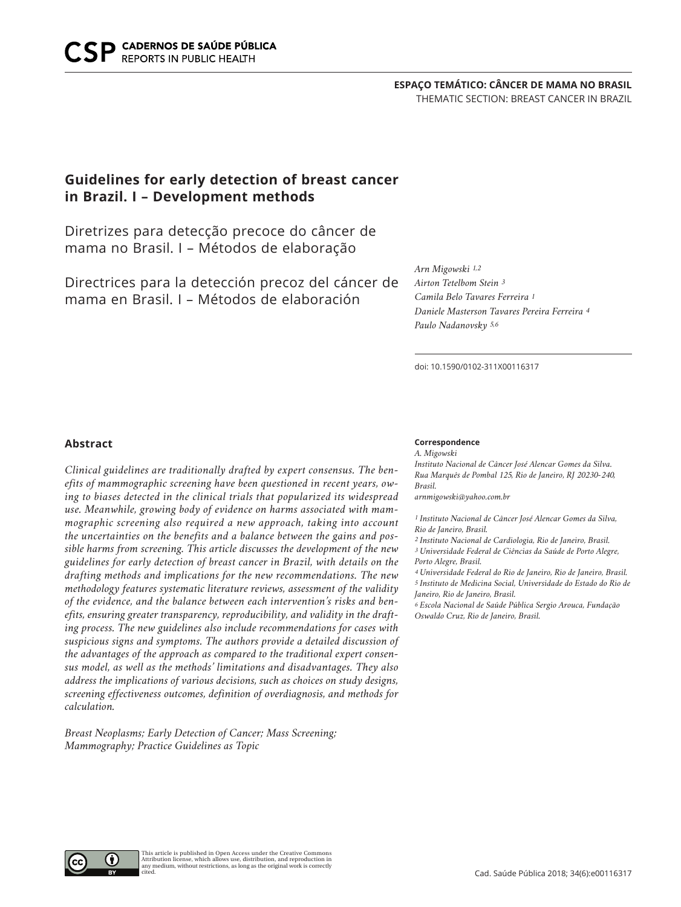ESPAÇO TEMÁTICO: CÂNCER DE MAMA NO BRASIL
THEMATIC SECTION: BREAST CANCER IN BRAZIL

# Guidelines for early detection of breast cancer in Brazil. I – Development methods

Diretrizes para detecção precoce do câncer de mama no Brasil. I – Métodos de elaboração

Directrices para la detección precoz del cáncer de mama en Brasil. I – Métodos de elaboración

*Arn Migowski [1,2]*
*Airton Tetelbom Stein [3]*
*Camila Belo Tavares Ferreira [1]*
*Daniele Masterson Tavares Pereira Ferreira [4]*
*Paulo Nadanovsky [5,6]*

doi: 10.1590/0102-311X00116317

## Abstract

*Clinical guidelines are traditionally drafted by expert consensus. The benefits of mammographic screening have been questioned in recent years, owing to biases detected in the clinical trials that popularized its widespread use. Meanwhile, growing body of evidence on harms associated with mammographic screening also required a new approach, taking into account the uncertainties on the benefits and a balance between the gains and possible harms from screening. This article discusses the development of the new guidelines for early detection of breast cancer in Brazil, with details on the drafting methods and implications for the new recommendations. The new methodology features systematic literature reviews, assessment of the validity of the evidence, and the balance between each intervention's risks and benefits, ensuring greater transparency, reproducibility, and validity in the drafting process. The new guidelines also include recommendations for cases with suspicious signs and symptoms. The authors provide a detailed discussion of the advantages of the approach as compared to the traditional expert consensus model, as well as the methods' limitations and disadvantages. They also address the implications of various decisions, such as choices on study designs, screening effectiveness outcomes, definition of overdiagnosis, and methods for calculation.*

*Breast Neoplasms; Early Detection of Cancer; Mass Screening; Mammography; Practice Guidelines as Topic*

**Correspondence**
*A. Migowski*
*Instituto Nacional de Câncer José Alencar Gomes da Silva.*
*Rua Marquês de Pombal 125, Rio de Janeiro, RJ 20230-240, Brasil.*
*arnmigowski@yahoo.com.br*

*[1] Instituto Nacional de Câncer José Alencar Gomes da Silva, Rio de Janeiro, Brasil.*
*[2] Instituto Nacional de Cardiologia, Rio de Janeiro, Brasil.*
*[3] Universidade Federal de Ciências da Saúde de Porto Alegre, Porto Alegre, Brasil.*
*[4] Universidade Federal do Rio de Janeiro, Rio de Janeiro, Brasil.*
*[5] Instituto de Medicina Social, Universidade do Estado do Rio de Janeiro, Rio de Janeiro, Brasil.*
*[6] Escola Nacional de Saúde Pública Sergio Arouca, Fundação Oswaldo Cruz, Rio de Janeiro, Brasil.*

This article is published in Open Access under the Creative Commons Attribution license, which allows use, distribution, and reproduction in any medium, without restrictions, as long as the original work is correctly cited.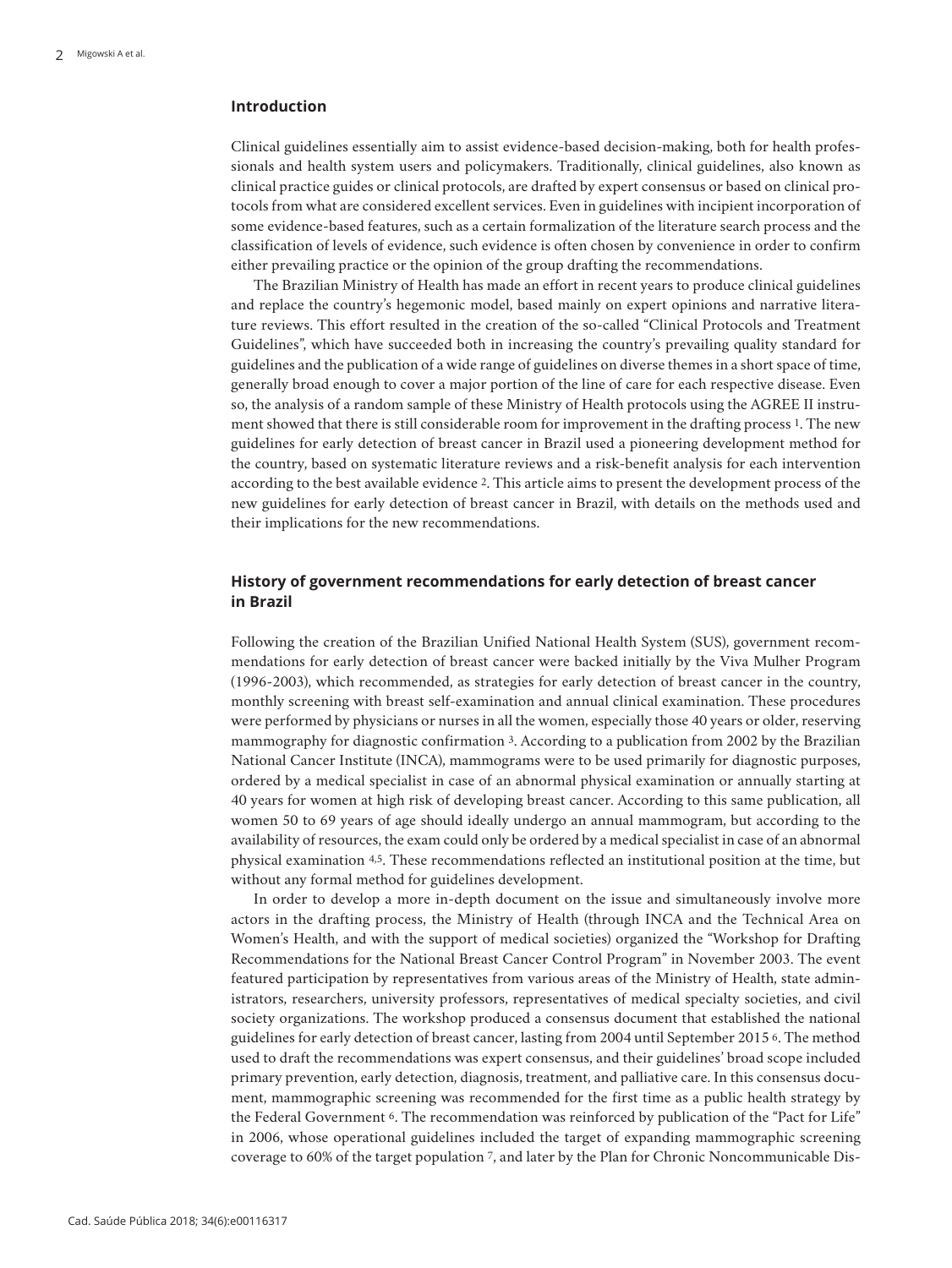## Introduction

Clinical guidelines essentially aim to assist evidence-based decision-making, both for health professionals and health system users and policymakers. Traditionally, clinical guidelines, also known as clinical practice guides or clinical protocols, are drafted by expert consensus or based on clinical protocols from what are considered excellent services. Even in guidelines with incipient incorporation of some evidence-based features, such as a certain formalization of the literature search process and the classification of levels of evidence, such evidence is often chosen by convenience in order to confirm either prevailing practice or the opinion of the group drafting the recommendations.

The Brazilian Ministry of Health has made an effort in recent years to produce clinical guidelines and replace the country's hegemonic model, based mainly on expert opinions and narrative literature reviews. This effort resulted in the creation of the so-called "Clinical Protocols and Treatment Guidelines", which have succeeded both in increasing the country's prevailing quality standard for guidelines and the publication of a wide range of guidelines on diverse themes in a short space of time, generally broad enough to cover a major portion of the line of care for each respective disease. Even so, the analysis of a random sample of these Ministry of Health protocols using the AGREE II instrument showed that there is still considerable room for improvement in the drafting process [1]. The new guidelines for early detection of breast cancer in Brazil used a pioneering development method for the country, based on systematic literature reviews and a risk-benefit analysis for each intervention according to the best available evidence [2]. This article aims to present the development process of the new guidelines for early detection of breast cancer in Brazil, with details on the methods used and their implications for the new recommendations.

## History of government recommendations for early detection of breast cancer in Brazil

Following the creation of the Brazilian Unified National Health System (SUS), government recommendations for early detection of breast cancer were backed initially by the Viva Mulher Program (1996-2003), which recommended, as strategies for early detection of breast cancer in the country, monthly screening with breast self-examination and annual clinical examination. These procedures were performed by physicians or nurses in all the women, especially those 40 years or older, reserving mammography for diagnostic confirmation [3]. According to a publication from 2002 by the Brazilian National Cancer Institute (INCA), mammograms were to be used primarily for diagnostic purposes, ordered by a medical specialist in case of an abnormal physical examination or annually starting at 40 years for women at high risk of developing breast cancer. According to this same publication, all women 50 to 69 years of age should ideally undergo an annual mammogram, but according to the availability of resources, the exam could only be ordered by a medical specialist in case of an abnormal physical examination [4,5]. These recommendations reflected an institutional position at the time, but without any formal method for guidelines development.

In order to develop a more in-depth document on the issue and simultaneously involve more actors in the drafting process, the Ministry of Health (through INCA and the Technical Area on Women's Health, and with the support of medical societies) organized the "Workshop for Drafting Recommendations for the National Breast Cancer Control Program" in November 2003. The event featured participation by representatives from various areas of the Ministry of Health, state administrators, researchers, university professors, representatives of medical specialty societies, and civil society organizations. The workshop produced a consensus document that established the national guidelines for early detection of breast cancer, lasting from 2004 until September 2015 [6]. The method used to draft the recommendations was expert consensus, and their guidelines' broad scope included primary prevention, early detection, diagnosis, treatment, and palliative care. In this consensus document, mammographic screening was recommended for the first time as a public health strategy by the Federal Government [6]. The recommendation was reinforced by publication of the "Pact for Life" in 2006, whose operational guidelines included the target of expanding mammographic screening coverage to 60% of the target population [7], and later by the Plan for Chronic Noncommunicable Dis-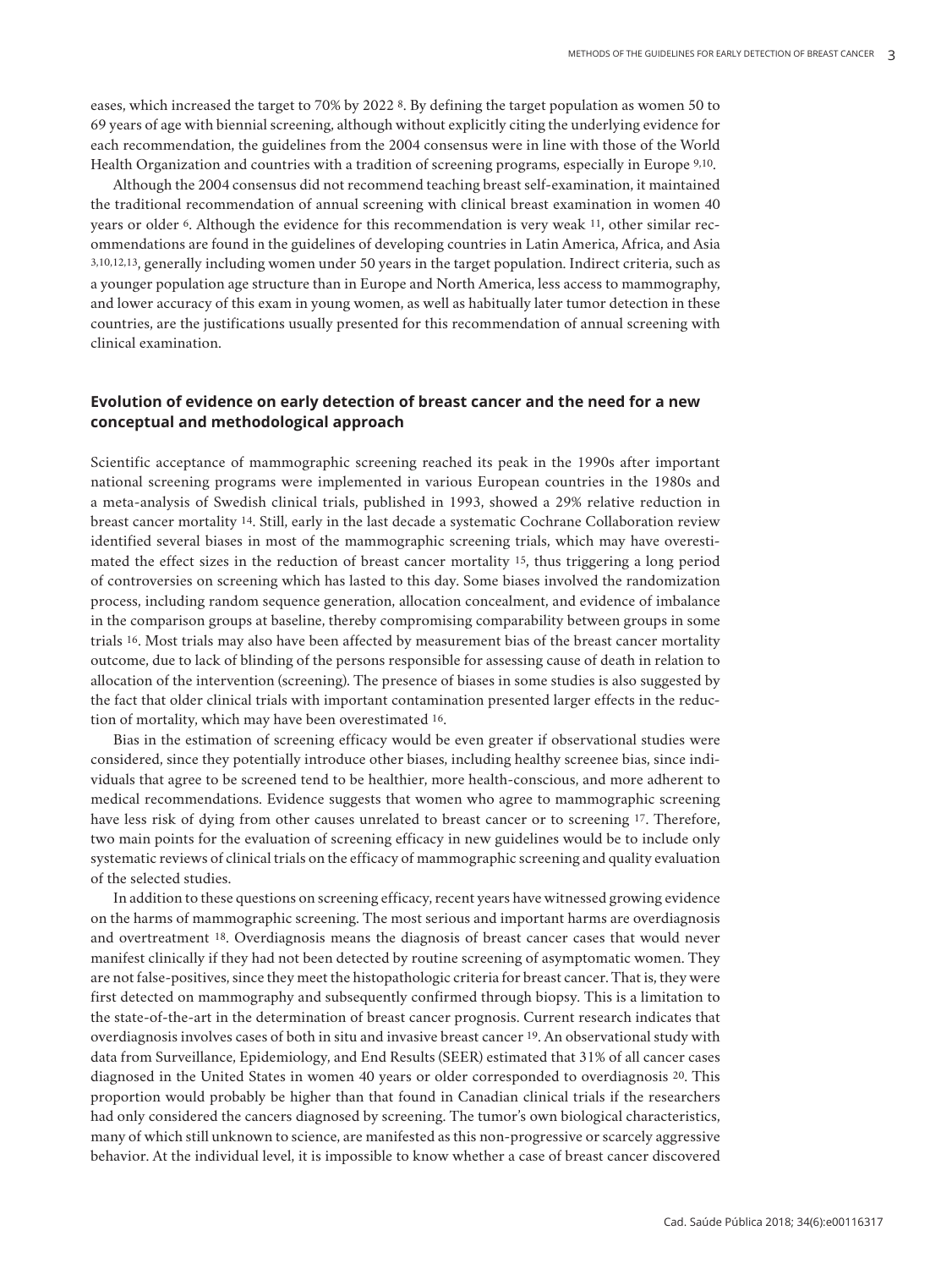eases, which increased the target to 70% by 2022 [8]. By defining the target population as women 50 to 69 years of age with biennial screening, although without explicitly citing the underlying evidence for each recommendation, the guidelines from the 2004 consensus were in line with those of the World Health Organization and countries with a tradition of screening programs, especially in Europe [9,10].

Although the 2004 consensus did not recommend teaching breast self-examination, it maintained the traditional recommendation of annual screening with clinical breast examination in women 40 years or older [6]. Although the evidence for this recommendation is very weak [11], other similar recommendations are found in the guidelines of developing countries in Latin America, Africa, and Asia [3,10,12,13], generally including women under 50 years in the target population. Indirect criteria, such as a younger population age structure than in Europe and North America, less access to mammography, and lower accuracy of this exam in young women, as well as habitually later tumor detection in these countries, are the justifications usually presented for this recommendation of annual screening with clinical examination.

## Evolution of evidence on early detection of breast cancer and the need for a new conceptual and methodological approach

Scientific acceptance of mammographic screening reached its peak in the 1990s after important national screening programs were implemented in various European countries in the 1980s and a meta-analysis of Swedish clinical trials, published in 1993, showed a 29% relative reduction in breast cancer mortality [14]. Still, early in the last decade a systematic Cochrane Collaboration review identified several biases in most of the mammographic screening trials, which may have overestimated the effect sizes in the reduction of breast cancer mortality [15], thus triggering a long period of controversies on screening which has lasted to this day. Some biases involved the randomization process, including random sequence generation, allocation concealment, and evidence of imbalance in the comparison groups at baseline, thereby compromising comparability between groups in some trials [16]. Most trials may also have been affected by measurement bias of the breast cancer mortality outcome, due to lack of blinding of the persons responsible for assessing cause of death in relation to allocation of the intervention (screening). The presence of biases in some studies is also suggested by the fact that older clinical trials with important contamination presented larger effects in the reduction of mortality, which may have been overestimated [16].

Bias in the estimation of screening efficacy would be even greater if observational studies were considered, since they potentially introduce other biases, including healthy screenee bias, since individuals that agree to be screened tend to be healthier, more health-conscious, and more adherent to medical recommendations. Evidence suggests that women who agree to mammographic screening have less risk of dying from other causes unrelated to breast cancer or to screening [17]. Therefore, two main points for the evaluation of screening efficacy in new guidelines would be to include only systematic reviews of clinical trials on the efficacy of mammographic screening and quality evaluation of the selected studies.

In addition to these questions on screening efficacy, recent years have witnessed growing evidence on the harms of mammographic screening. The most serious and important harms are overdiagnosis and overtreatment [18]. Overdiagnosis means the diagnosis of breast cancer cases that would never manifest clinically if they had not been detected by routine screening of asymptomatic women. They are not false-positives, since they meet the histopathologic criteria for breast cancer. That is, they were first detected on mammography and subsequently confirmed through biopsy. This is a limitation to the state-of-the-art in the determination of breast cancer prognosis. Current research indicates that overdiagnosis involves cases of both in situ and invasive breast cancer [19]. An observational study with data from Surveillance, Epidemiology, and End Results (SEER) estimated that 31% of all cancer cases diagnosed in the United States in women 40 years or older corresponded to overdiagnosis [20]. This proportion would probably be higher than that found in Canadian clinical trials if the researchers had only considered the cancers diagnosed by screening. The tumor's own biological characteristics, many of which still unknown to science, are manifested as this non-progressive or scarcely aggressive behavior. At the individual level, it is impossible to know whether a case of breast cancer discovered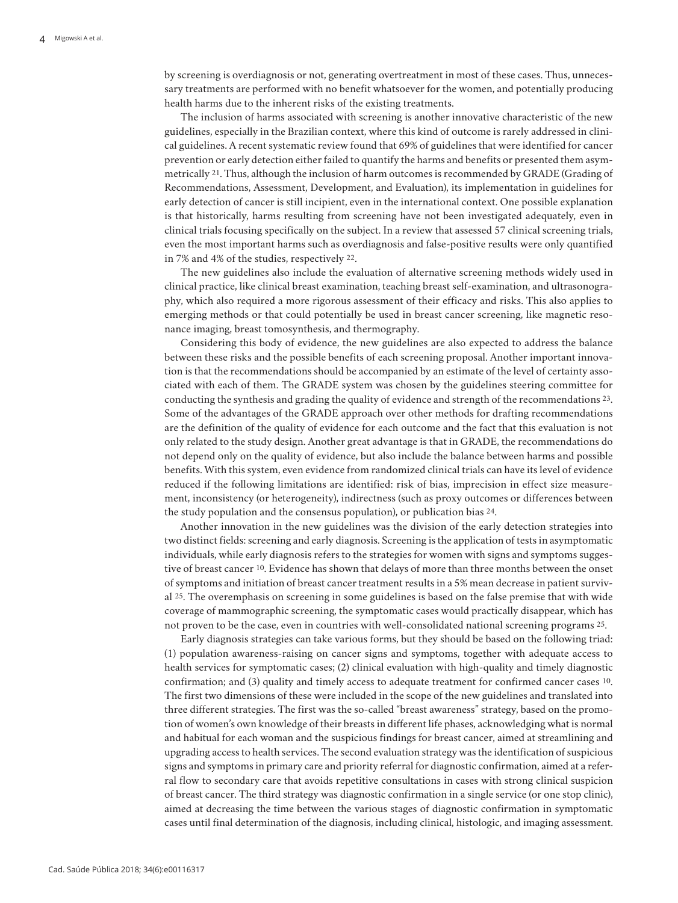by screening is overdiagnosis or not, generating overtreatment in most of these cases. Thus, unnecessary treatments are performed with no benefit whatsoever for the women, and potentially producing health harms due to the inherent risks of the existing treatments.

The inclusion of harms associated with screening is another innovative characteristic of the new guidelines, especially in the Brazilian context, where this kind of outcome is rarely addressed in clinical guidelines. A recent systematic review found that 69% of guidelines that were identified for cancer prevention or early detection either failed to quantify the harms and benefits or presented them asymmetrically [21]. Thus, although the inclusion of harm outcomes is recommended by GRADE (Grading of Recommendations, Assessment, Development, and Evaluation), its implementation in guidelines for early detection of cancer is still incipient, even in the international context. One possible explanation is that historically, harms resulting from screening have not been investigated adequately, even in clinical trials focusing specifically on the subject. In a review that assessed 57 clinical screening trials, even the most important harms such as overdiagnosis and false-positive results were only quantified in 7% and 4% of the studies, respectively [22].

The new guidelines also include the evaluation of alternative screening methods widely used in clinical practice, like clinical breast examination, teaching breast self-examination, and ultrasonography, which also required a more rigorous assessment of their efficacy and risks. This also applies to emerging methods or that could potentially be used in breast cancer screening, like magnetic resonance imaging, breast tomosynthesis, and thermography.

Considering this body of evidence, the new guidelines are also expected to address the balance between these risks and the possible benefits of each screening proposal. Another important innovation is that the recommendations should be accompanied by an estimate of the level of certainty associated with each of them. The GRADE system was chosen by the guidelines steering committee for conducting the synthesis and grading the quality of evidence and strength of the recommendations [23]. Some of the advantages of the GRADE approach over other methods for drafting recommendations are the definition of the quality of evidence for each outcome and the fact that this evaluation is not only related to the study design. Another great advantage is that in GRADE, the recommendations do not depend only on the quality of evidence, but also include the balance between harms and possible benefits. With this system, even evidence from randomized clinical trials can have its level of evidence reduced if the following limitations are identified: risk of bias, imprecision in effect size measurement, inconsistency (or heterogeneity), indirectness (such as proxy outcomes or differences between the study population and the consensus population), or publication bias [24].

Another innovation in the new guidelines was the division of the early detection strategies into two distinct fields: screening and early diagnosis. Screening is the application of tests in asymptomatic individuals, while early diagnosis refers to the strategies for women with signs and symptoms suggestive of breast cancer [10]. Evidence has shown that delays of more than three months between the onset of symptoms and initiation of breast cancer treatment results in a 5% mean decrease in patient survival [25]. The overemphasis on screening in some guidelines is based on the false premise that with wide coverage of mammographic screening, the symptomatic cases would practically disappear, which has not proven to be the case, even in countries with well-consolidated national screening programs [25].

Early diagnosis strategies can take various forms, but they should be based on the following triad: (1) population awareness-raising on cancer signs and symptoms, together with adequate access to health services for symptomatic cases; (2) clinical evaluation with high-quality and timely diagnostic confirmation; and (3) quality and timely access to adequate treatment for confirmed cancer cases [10]. The first two dimensions of these were included in the scope of the new guidelines and translated into three different strategies. The first was the so-called "breast awareness" strategy, based on the promotion of women's own knowledge of their breasts in different life phases, acknowledging what is normal and habitual for each woman and the suspicious findings for breast cancer, aimed at streamlining and upgrading access to health services. The second evaluation strategy was the identification of suspicious signs and symptoms in primary care and priority referral for diagnostic confirmation, aimed at a referral flow to secondary care that avoids repetitive consultations in cases with strong clinical suspicion of breast cancer. The third strategy was diagnostic confirmation in a single service (or one stop clinic), aimed at decreasing the time between the various stages of diagnostic confirmation in symptomatic cases until final determination of the diagnosis, including clinical, histologic, and imaging assessment.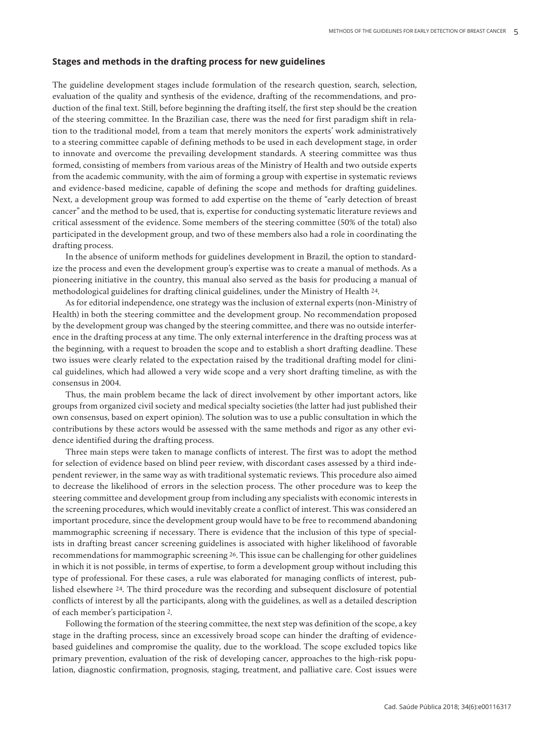### Stages and methods in the drafting process for new guidelines

The guideline development stages include formulation of the research question, search, selection, evaluation of the quality and synthesis of the evidence, drafting of the recommendations, and production of the final text. Still, before beginning the drafting itself, the first step should be the creation of the steering committee. In the Brazilian case, there was the need for first paradigm shift in relation to the traditional model, from a team that merely monitors the experts' work administratively to a steering committee capable of defining methods to be used in each development stage, in order to innovate and overcome the prevailing development standards. A steering committee was thus formed, consisting of members from various areas of the Ministry of Health and two outside experts from the academic community, with the aim of forming a group with expertise in systematic reviews and evidence-based medicine, capable of defining the scope and methods for drafting guidelines. Next, a development group was formed to add expertise on the theme of "early detection of breast cancer" and the method to be used, that is, expertise for conducting systematic literature reviews and critical assessment of the evidence. Some members of the steering committee (50% of the total) also participated in the development group, and two of these members also had a role in coordinating the drafting process.

In the absence of uniform methods for guidelines development in Brazil, the option to standardize the process and even the development group's expertise was to create a manual of methods. As a pioneering initiative in the country, this manual also served as the basis for producing a manual of methodological guidelines for drafting clinical guidelines, under the Ministry of Health [24].

As for editorial independence, one strategy was the inclusion of external experts (non-Ministry of Health) in both the steering committee and the development group. No recommendation proposed by the development group was changed by the steering committee, and there was no outside interference in the drafting process at any time. The only external interference in the drafting process was at the beginning, with a request to broaden the scope and to establish a short drafting deadline. These two issues were clearly related to the expectation raised by the traditional drafting model for clinical guidelines, which had allowed a very wide scope and a very short drafting timeline, as with the consensus in 2004.

Thus, the main problem became the lack of direct involvement by other important actors, like groups from organized civil society and medical specialty societies (the latter had just published their own consensus, based on expert opinion). The solution was to use a public consultation in which the contributions by these actors would be assessed with the same methods and rigor as any other evidence identified during the drafting process.

Three main steps were taken to manage conflicts of interest. The first was to adopt the method for selection of evidence based on blind peer review, with discordant cases assessed by a third independent reviewer, in the same way as with traditional systematic reviews. This procedure also aimed to decrease the likelihood of errors in the selection process. The other procedure was to keep the steering committee and development group from including any specialists with economic interests in the screening procedures, which would inevitably create a conflict of interest. This was considered an important procedure, since the development group would have to be free to recommend abandoning mammographic screening if necessary. There is evidence that the inclusion of this type of specialists in drafting breast cancer screening guidelines is associated with higher likelihood of favorable recommendations for mammographic screening [26]. This issue can be challenging for other guidelines in which it is not possible, in terms of expertise, to form a development group without including this type of professional. For these cases, a rule was elaborated for managing conflicts of interest, published elsewhere [24]. The third procedure was the recording and subsequent disclosure of potential conflicts of interest by all the participants, along with the guidelines, as well as a detailed description of each member's participation [2].

Following the formation of the steering committee, the next step was definition of the scope, a key stage in the drafting process, since an excessively broad scope can hinder the drafting of evidence-based guidelines and compromise the quality, due to the workload. The scope excluded topics like primary prevention, evaluation of the risk of developing cancer, approaches to the high-risk population, diagnostic confirmation, prognosis, staging, treatment, and palliative care. Cost issues were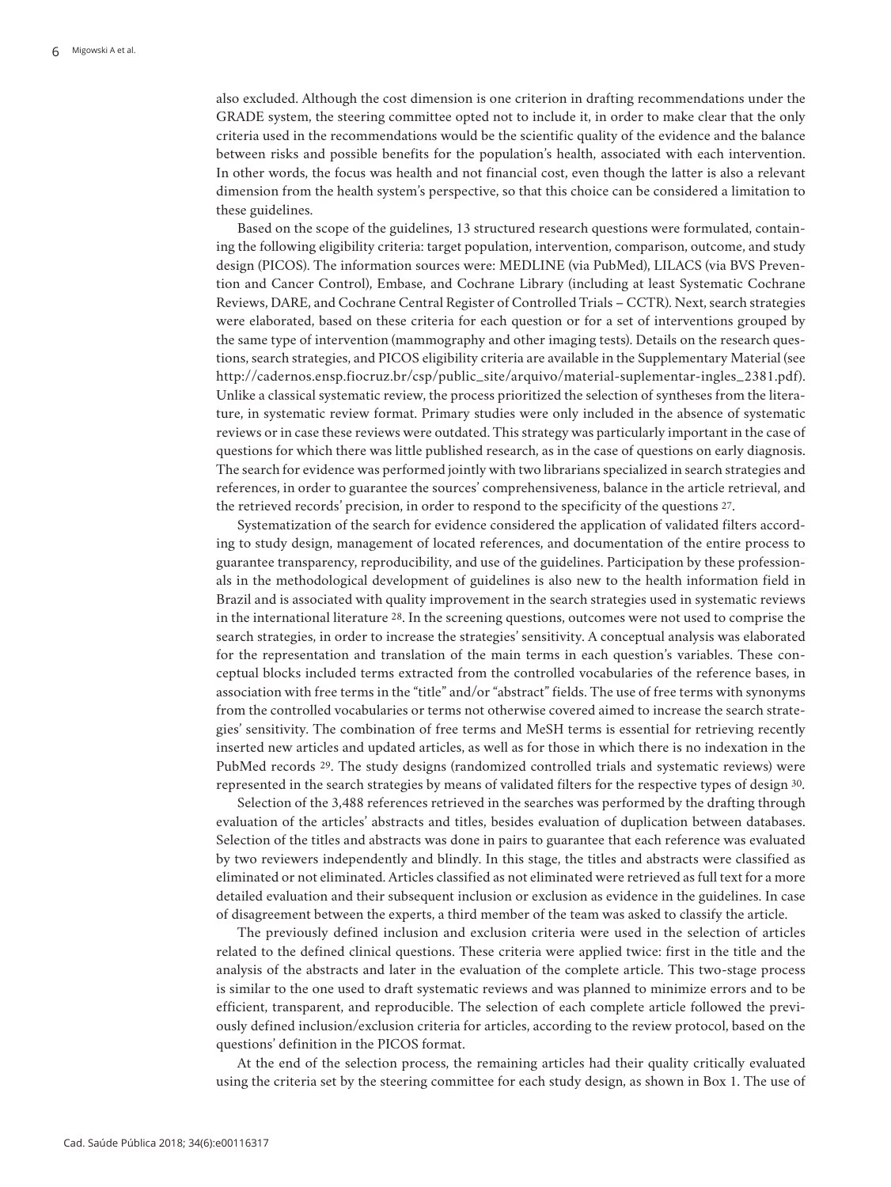also excluded. Although the cost dimension is one criterion in drafting recommendations under the GRADE system, the steering committee opted not to include it, in order to make clear that the only criteria used in the recommendations would be the scientific quality of the evidence and the balance between risks and possible benefits for the population's health, associated with each intervention. In other words, the focus was health and not financial cost, even though the latter is also a relevant dimension from the health system's perspective, so that this choice can be considered a limitation to these guidelines.

Based on the scope of the guidelines, 13 structured research questions were formulated, containing the following eligibility criteria: target population, intervention, comparison, outcome, and study design (PICOS). The information sources were: MEDLINE (via PubMed), LILACS (via BVS Prevention and Cancer Control), Embase, and Cochrane Library (including at least Systematic Cochrane Reviews, DARE, and Cochrane Central Register of Controlled Trials – CCTR). Next, search strategies were elaborated, based on these criteria for each question or for a set of interventions grouped by the same type of intervention (mammography and other imaging tests). Details on the research questions, search strategies, and PICOS eligibility criteria are available in the Supplementary Material (see http://cadernos.ensp.fiocruz.br/csp/public_site/arquivo/material-suplementar-ingles_2381.pdf). Unlike a classical systematic review, the process prioritized the selection of syntheses from the literature, in systematic review format. Primary studies were only included in the absence of systematic reviews or in case these reviews were outdated. This strategy was particularly important in the case of questions for which there was little published research, as in the case of questions on early diagnosis. The search for evidence was performed jointly with two librarians specialized in search strategies and references, in order to guarantee the sources' comprehensiveness, balance in the article retrieval, and the retrieved records' precision, in order to respond to the specificity of the questions [27].

Systematization of the search for evidence considered the application of validated filters according to study design, management of located references, and documentation of the entire process to guarantee transparency, reproducibility, and use of the guidelines. Participation by these professionals in the methodological development of guidelines is also new to the health information field in Brazil and is associated with quality improvement in the search strategies used in systematic reviews in the international literature [28]. In the screening questions, outcomes were not used to comprise the search strategies, in order to increase the strategies' sensitivity. A conceptual analysis was elaborated for the representation and translation of the main terms in each question's variables. These conceptual blocks included terms extracted from the controlled vocabularies of the reference bases, in association with free terms in the "title" and/or "abstract" fields. The use of free terms with synonyms from the controlled vocabularies or terms not otherwise covered aimed to increase the search strategies' sensitivity. The combination of free terms and MeSH terms is essential for retrieving recently inserted new articles and updated articles, as well as for those in which there is no indexation in the PubMed records [29]. The study designs (randomized controlled trials and systematic reviews) were represented in the search strategies by means of validated filters for the respective types of design [30].

Selection of the 3,488 references retrieved in the searches was performed by the drafting through evaluation of the articles' abstracts and titles, besides evaluation of duplication between databases. Selection of the titles and abstracts was done in pairs to guarantee that each reference was evaluated by two reviewers independently and blindly. In this stage, the titles and abstracts were classified as eliminated or not eliminated. Articles classified as not eliminated were retrieved as full text for a more detailed evaluation and their subsequent inclusion or exclusion as evidence in the guidelines. In case of disagreement between the experts, a third member of the team was asked to classify the article.

The previously defined inclusion and exclusion criteria were used in the selection of articles related to the defined clinical questions. These criteria were applied twice: first in the title and the analysis of the abstracts and later in the evaluation of the complete article. This two-stage process is similar to the one used to draft systematic reviews and was planned to minimize errors and to be efficient, transparent, and reproducible. The selection of each complete article followed the previously defined inclusion/exclusion criteria for articles, according to the review protocol, based on the questions' definition in the PICOS format.

At the end of the selection process, the remaining articles had their quality critically evaluated using the criteria set by the steering committee for each study design, as shown in Box 1. The use of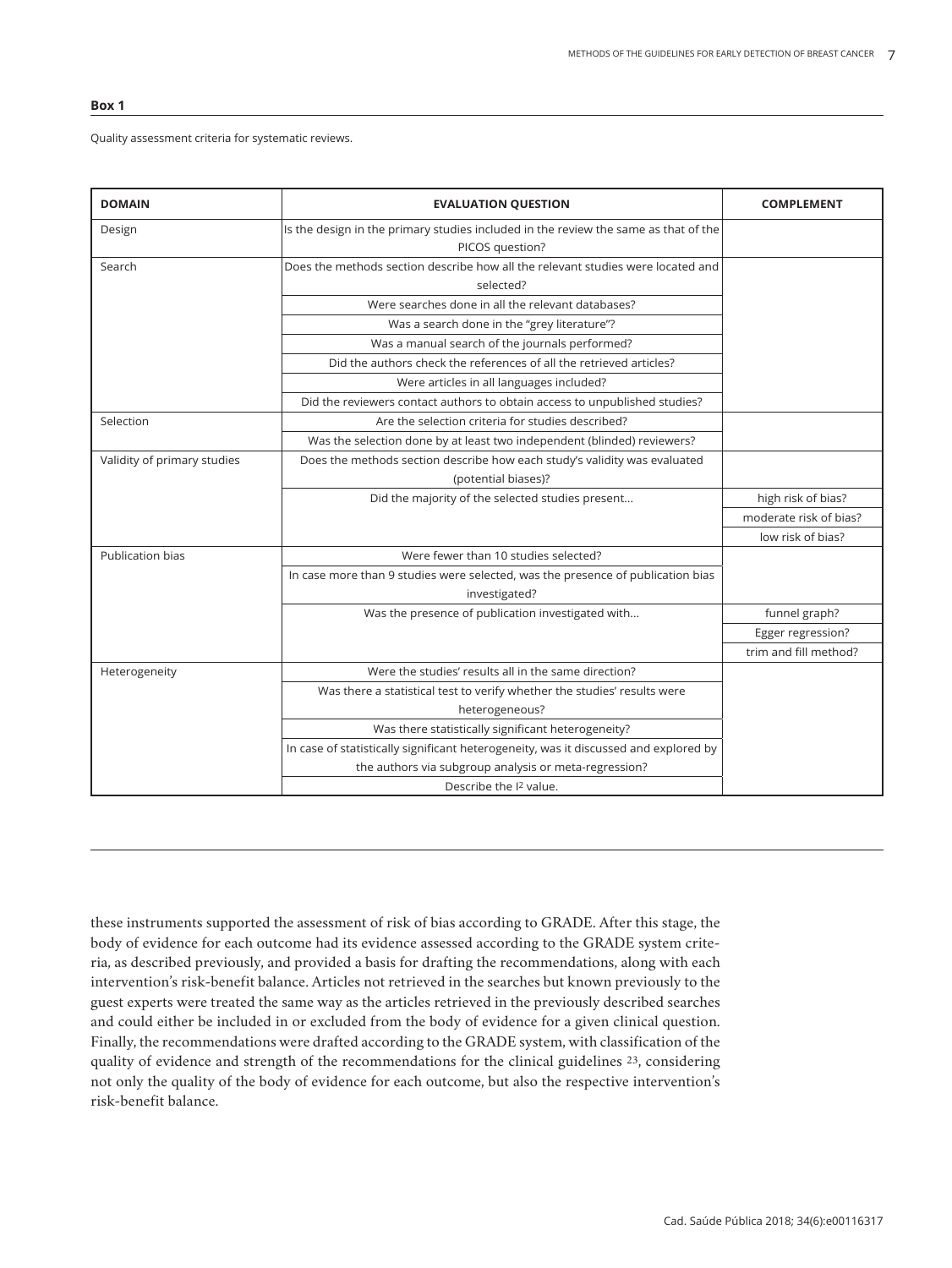**Box 1**

Quality assessment criteria for systematic reviews.

| DOMAIN | EVALUATION QUESTION | COMPLEMENT |
| --- | --- | --- |
| Design | Is the design in the primary studies included in the review the same as that of the PICOS question? | |
| Search | Does the methods section describe how all the relevant studies were located and selected? | |
| | Were searches done in all the relevant databases? | |
| | Was a search done in the "grey literature"? | |
| | Was a manual search of the journals performed? | |
| | Did the authors check the references of all the retrieved articles? | |
| | Were articles in all languages included? | |
| | Did the reviewers contact authors to obtain access to unpublished studies? | |
| Selection | Are the selection criteria for studies described? | |
| | Was the selection done by at least two independent (blinded) reviewers? | |
| Validity of primary studies | Does the methods section describe how each study's validity was evaluated (potential biases)? | |
| | Did the majority of the selected studies present... | high risk of bias? |
| | | moderate risk of bias? |
| | | low risk of bias? |
| Publication bias | Were fewer than 10 studies selected? | |
| | In case more than 9 studies were selected, was the presence of publication bias investigated? | |
| | Was the presence of publication investigated with... | funnel graph? |
| | | Egger regression? |
| | | trim and fill method? |
| Heterogeneity | Were the studies' results all in the same direction? | |
| | Was there a statistical test to verify whether the studies' results were heterogeneous? | |
| | Was there statistically significant heterogeneity? | |
| | In case of statistically significant heterogeneity, was it discussed and explored by the authors via subgroup analysis or meta-regression? | |
| | Describe the $I^2$ value. | |

these instruments supported the assessment of risk of bias according to GRADE. After this stage, the body of evidence for each outcome had its evidence assessed according to the GRADE system criteria, as described previously, and provided a basis for drafting the recommendations, along with each intervention's risk-benefit balance. Articles not retrieved in the searches but known previously to the guest experts were treated the same way as the articles retrieved in the previously described searches and could either be included in or excluded from the body of evidence for a given clinical question. Finally, the recommendations were drafted according to the GRADE system, with classification of the quality of evidence and strength of the recommendations for the clinical guidelines [23], considering not only the quality of the body of evidence for each outcome, but also the respective intervention's risk-benefit balance.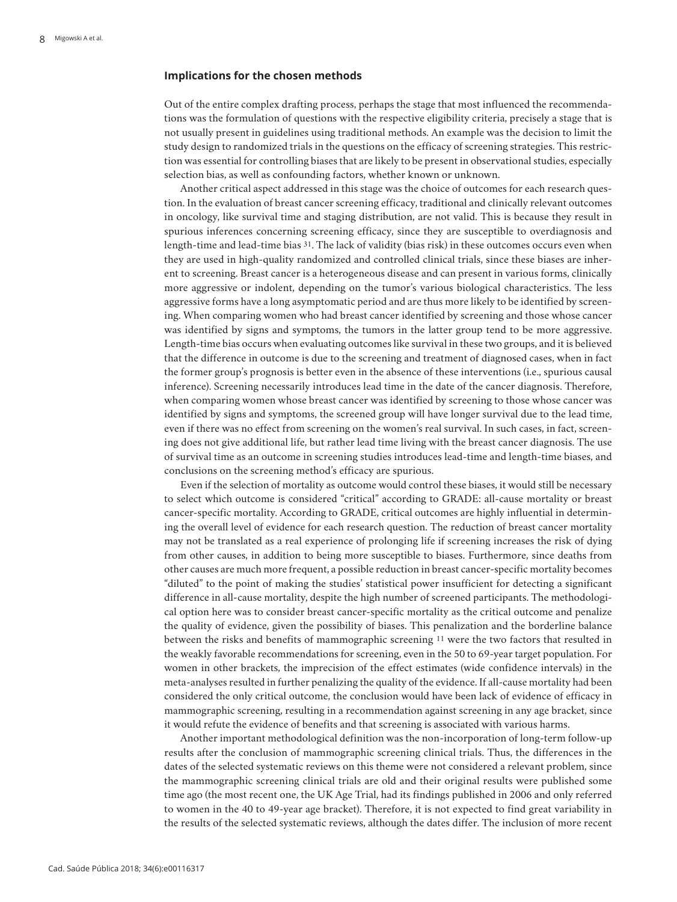## Implications for the chosen methods

Out of the entire complex drafting process, perhaps the stage that most influenced the recommendations was the formulation of questions with the respective eligibility criteria, precisely a stage that is not usually present in guidelines using traditional methods. An example was the decision to limit the study design to randomized trials in the questions on the efficacy of screening strategies. This restriction was essential for controlling biases that are likely to be present in observational studies, especially selection bias, as well as confounding factors, whether known or unknown.

Another critical aspect addressed in this stage was the choice of outcomes for each research question. In the evaluation of breast cancer screening efficacy, traditional and clinically relevant outcomes in oncology, like survival time and staging distribution, are not valid. This is because they result in spurious inferences concerning screening efficacy, since they are susceptible to overdiagnosis and length-time and lead-time bias [31]. The lack of validity (bias risk) in these outcomes occurs even when they are used in high-quality randomized and controlled clinical trials, since these biases are inherent to screening. Breast cancer is a heterogeneous disease and can present in various forms, clinically more aggressive or indolent, depending on the tumor's various biological characteristics. The less aggressive forms have a long asymptomatic period and are thus more likely to be identified by screening. When comparing women who had breast cancer identified by screening and those whose cancer was identified by signs and symptoms, the tumors in the latter group tend to be more aggressive. Length-time bias occurs when evaluating outcomes like survival in these two groups, and it is believed that the difference in outcome is due to the screening and treatment of diagnosed cases, when in fact the former group's prognosis is better even in the absence of these interventions (i.e., spurious causal inference). Screening necessarily introduces lead time in the date of the cancer diagnosis. Therefore, when comparing women whose breast cancer was identified by screening to those whose cancer was identified by signs and symptoms, the screened group will have longer survival due to the lead time, even if there was no effect from screening on the women's real survival. In such cases, in fact, screening does not give additional life, but rather lead time living with the breast cancer diagnosis. The use of survival time as an outcome in screening studies introduces lead-time and length-time biases, and conclusions on the screening method's efficacy are spurious.

Even if the selection of mortality as outcome would control these biases, it would still be necessary to select which outcome is considered "critical" according to GRADE: all-cause mortality or breast cancer-specific mortality. According to GRADE, critical outcomes are highly influential in determining the overall level of evidence for each research question. The reduction of breast cancer mortality may not be translated as a real experience of prolonging life if screening increases the risk of dying from other causes, in addition to being more susceptible to biases. Furthermore, since deaths from other causes are much more frequent, a possible reduction in breast cancer-specific mortality becomes "diluted" to the point of making the studies' statistical power insufficient for detecting a significant difference in all-cause mortality, despite the high number of screened participants. The methodological option here was to consider breast cancer-specific mortality as the critical outcome and penalize the quality of evidence, given the possibility of biases. This penalization and the borderline balance between the risks and benefits of mammographic screening [11] were the two factors that resulted in the weakly favorable recommendations for screening, even in the 50 to 69-year target population. For women in other brackets, the imprecision of the effect estimates (wide confidence intervals) in the meta-analyses resulted in further penalizing the quality of the evidence. If all-cause mortality had been considered the only critical outcome, the conclusion would have been lack of evidence of efficacy in mammographic screening, resulting in a recommendation against screening in any age bracket, since it would refute the evidence of benefits and that screening is associated with various harms.

Another important methodological definition was the non-incorporation of long-term follow-up results after the conclusion of mammographic screening clinical trials. Thus, the differences in the dates of the selected systematic reviews on this theme were not considered a relevant problem, since the mammographic screening clinical trials are old and their original results were published some time ago (the most recent one, the UK Age Trial, had its findings published in 2006 and only referred to women in the 40 to 49-year age bracket). Therefore, it is not expected to find great variability in the results of the selected systematic reviews, although the dates differ. The inclusion of more recent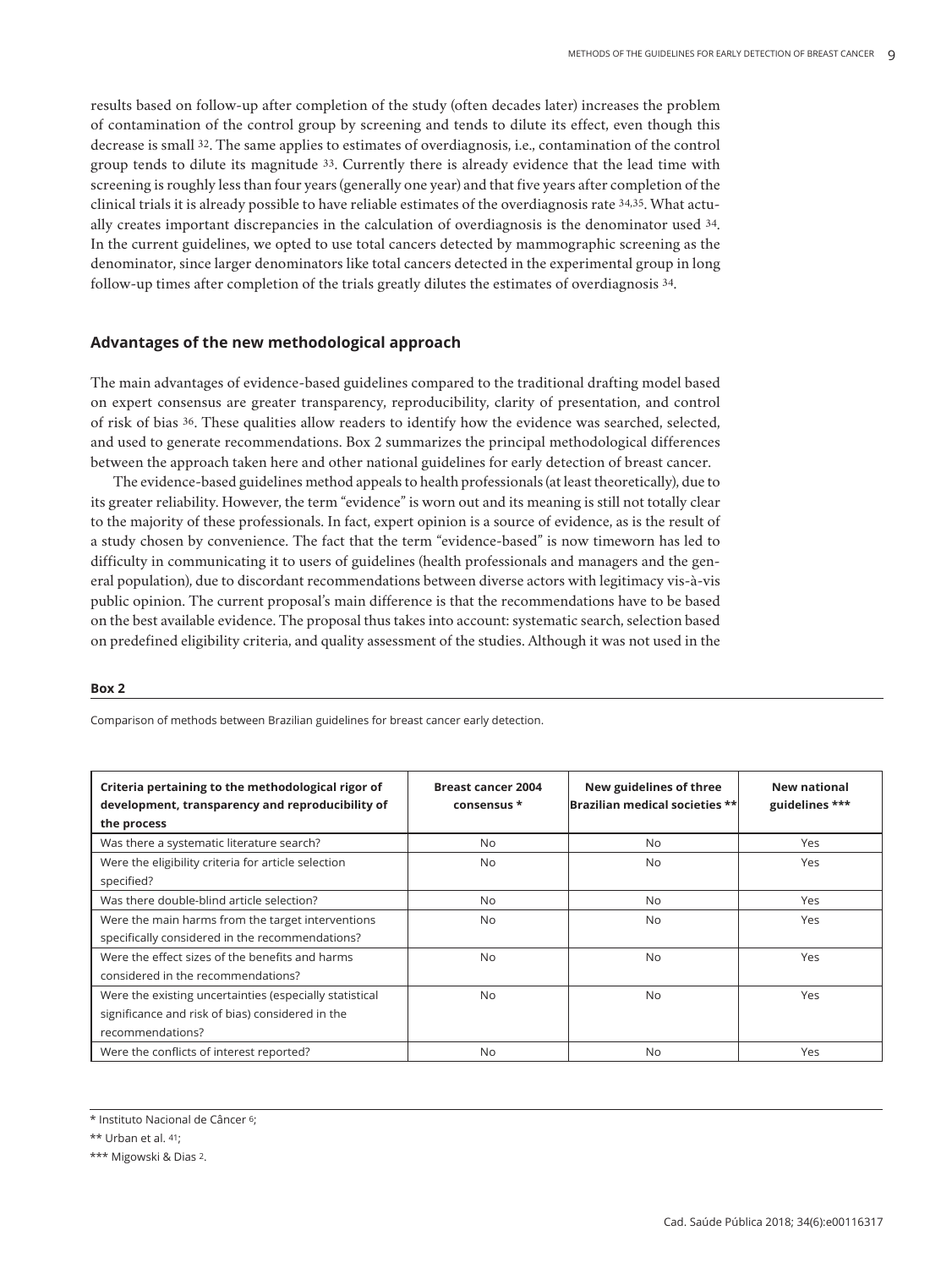results based on follow-up after completion of the study (often decades later) increases the problem of contamination of the control group by screening and tends to dilute its effect, even though this decrease is small [32]. The same applies to estimates of overdiagnosis, i.e., contamination of the control group tends to dilute its magnitude [33]. Currently there is already evidence that the lead time with screening is roughly less than four years (generally one year) and that five years after completion of the clinical trials it is already possible to have reliable estimates of the overdiagnosis rate [34,35]. What actually creates important discrepancies in the calculation of overdiagnosis is the denominator used [34]. In the current guidelines, we opted to use total cancers detected by mammographic screening as the denominator, since larger denominators like total cancers detected in the experimental group in long follow-up times after completion of the trials greatly dilutes the estimates of overdiagnosis [34].

## Advantages of the new methodological approach

The main advantages of evidence-based guidelines compared to the traditional drafting model based on expert consensus are greater transparency, reproducibility, clarity of presentation, and control of risk of bias [36]. These qualities allow readers to identify how the evidence was searched, selected, and used to generate recommendations. Box 2 summarizes the principal methodological differences between the approach taken here and other national guidelines for early detection of breast cancer.

The evidence-based guidelines method appeals to health professionals (at least theoretically), due to its greater reliability. However, the term "evidence" is worn out and its meaning is still not totally clear to the majority of these professionals. In fact, expert opinion is a source of evidence, as is the result of a study chosen by convenience. The fact that the term "evidence-based" is now timeworn has led to difficulty in communicating it to users of guidelines (health professionals and managers and the general population), due to discordant recommendations between diverse actors with legitimacy vis-à-vis public opinion. The current proposal's main difference is that the recommendations have to be based on the best available evidence. The proposal thus takes into account: systematic search, selection based on predefined eligibility criteria, and quality assessment of the studies. Although it was not used in the

**Box 2**

Comparison of methods between Brazilian guidelines for breast cancer early detection.

| Criteria pertaining to the methodological rigor of development, transparency and reproducibility of the process | Breast cancer 2004 consensus * | New guidelines of three Brazilian medical societies ** | New national guidelines *** |
|---|---|---|---|
| Was there a systematic literature search? | No | No | Yes |
| Were the eligibility criteria for article selection specified? | No | No | Yes |
| Was there double-blind article selection? | No | No | Yes |
| Were the main harms from the target interventions specifically considered in the recommendations? | No | No | Yes |
| Were the effect sizes of the benefits and harms considered in the recommendations? | No | No | Yes |
| Were the existing uncertainties (especially statistical significance and risk of bias) considered in the recommendations? | No | No | Yes |
| Were the conflicts of interest reported? | No | No | Yes |

\* Instituto Nacional de Câncer [6];

\** Urban et al. [41];

\*** Migowski & Dias [2].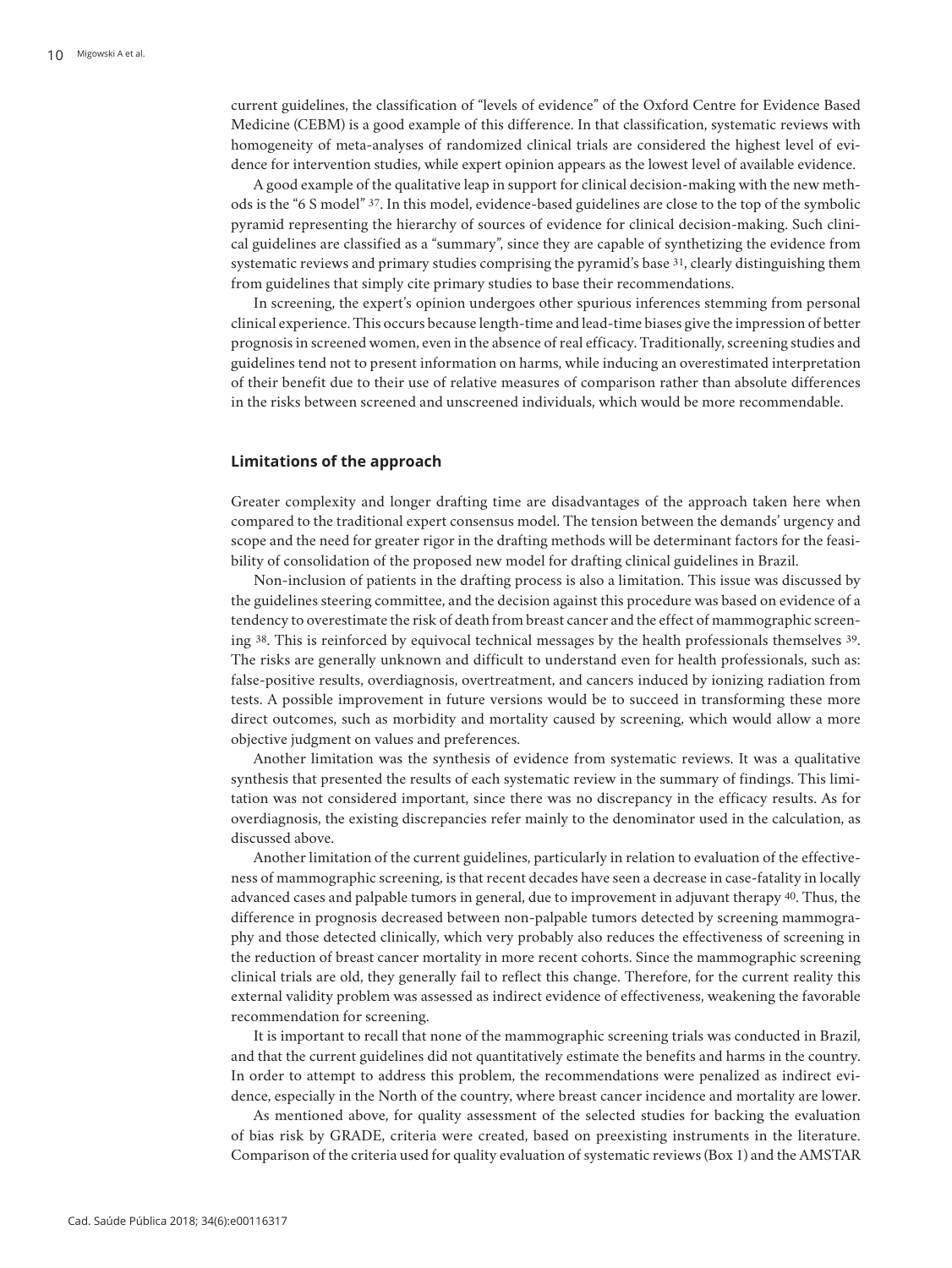current guidelines, the classification of "levels of evidence" of the Oxford Centre for Evidence Based Medicine (CEBM) is a good example of this difference. In that classification, systematic reviews with homogeneity of meta-analyses of randomized clinical trials are considered the highest level of evidence for intervention studies, while expert opinion appears as the lowest level of available evidence.

A good example of the qualitative leap in support for clinical decision-making with the new methods is the "6 S model" [37]. In this model, evidence-based guidelines are close to the top of the symbolic pyramid representing the hierarchy of sources of evidence for clinical decision-making. Such clinical guidelines are classified as a "summary", since they are capable of synthetizing the evidence from systematic reviews and primary studies comprising the pyramid's base [31], clearly distinguishing them from guidelines that simply cite primary studies to base their recommendations.

In screening, the expert's opinion undergoes other spurious inferences stemming from personal clinical experience. This occurs because length-time and lead-time biases give the impression of better prognosis in screened women, even in the absence of real efficacy. Traditionally, screening studies and guidelines tend not to present information on harms, while inducing an overestimated interpretation of their benefit due to their use of relative measures of comparison rather than absolute differences in the risks between screened and unscreened individuals, which would be more recommendable.

## Limitations of the approach

Greater complexity and longer drafting time are disadvantages of the approach taken here when compared to the traditional expert consensus model. The tension between the demands' urgency and scope and the need for greater rigor in the drafting methods will be determinant factors for the feasibility of consolidation of the proposed new model for drafting clinical guidelines in Brazil.

Non-inclusion of patients in the drafting process is also a limitation. This issue was discussed by the guidelines steering committee, and the decision against this procedure was based on evidence of a tendency to overestimate the risk of death from breast cancer and the effect of mammographic screening [38]. This is reinforced by equivocal technical messages by the health professionals themselves [39]. The risks are generally unknown and difficult to understand even for health professionals, such as: false-positive results, overdiagnosis, overtreatment, and cancers induced by ionizing radiation from tests. A possible improvement in future versions would be to succeed in transforming these more direct outcomes, such as morbidity and mortality caused by screening, which would allow a more objective judgment on values and preferences.

Another limitation was the synthesis of evidence from systematic reviews. It was a qualitative synthesis that presented the results of each systematic review in the summary of findings. This limitation was not considered important, since there was no discrepancy in the efficacy results. As for overdiagnosis, the existing discrepancies refer mainly to the denominator used in the calculation, as discussed above.

Another limitation of the current guidelines, particularly in relation to evaluation of the effectiveness of mammographic screening, is that recent decades have seen a decrease in case-fatality in locally advanced cases and palpable tumors in general, due to improvement in adjuvant therapy [40]. Thus, the difference in prognosis decreased between non-palpable tumors detected by screening mammography and those detected clinically, which very probably also reduces the effectiveness of screening in the reduction of breast cancer mortality in more recent cohorts. Since the mammographic screening clinical trials are old, they generally fail to reflect this change. Therefore, for the current reality this external validity problem was assessed as indirect evidence of effectiveness, weakening the favorable recommendation for screening.

It is important to recall that none of the mammographic screening trials was conducted in Brazil, and that the current guidelines did not quantitatively estimate the benefits and harms in the country. In order to attempt to address this problem, the recommendations were penalized as indirect evidence, especially in the North of the country, where breast cancer incidence and mortality are lower.

As mentioned above, for quality assessment of the selected studies for backing the evaluation of bias risk by GRADE, criteria were created, based on preexisting instruments in the literature. Comparison of the criteria used for quality evaluation of systematic reviews (Box 1) and the AMSTAR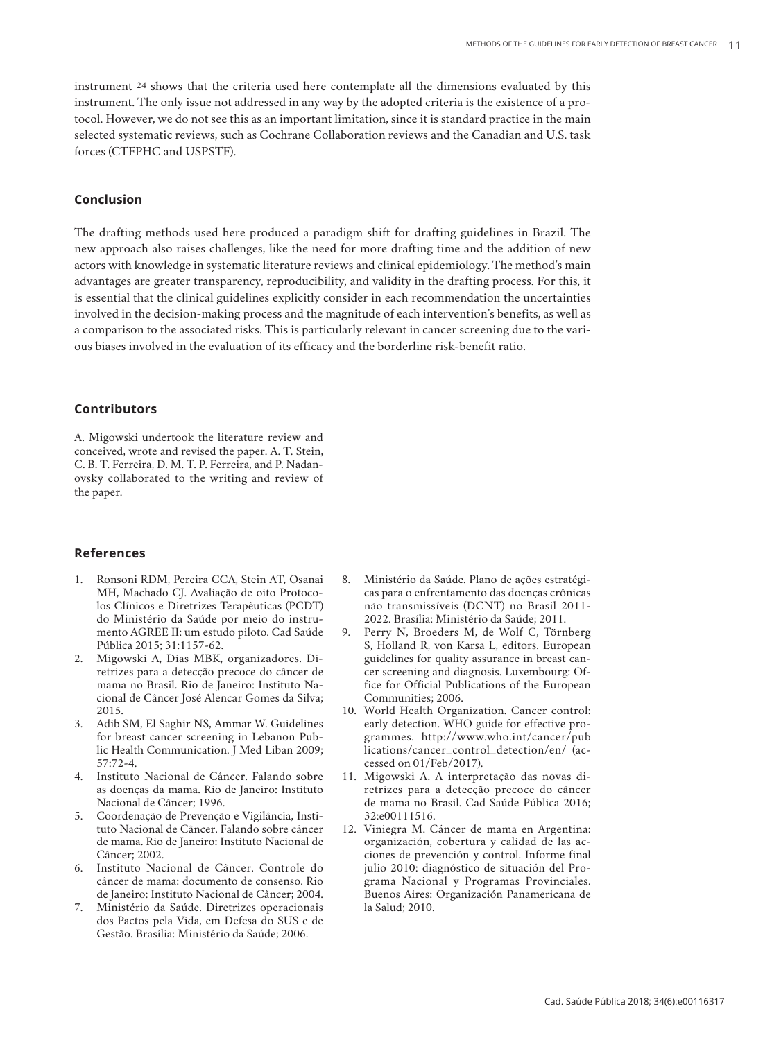instrument [24] shows that the criteria used here contemplate all the dimensions evaluated by this instrument. The only issue not addressed in any way by the adopted criteria is the existence of a protocol. However, we do not see this as an important limitation, since it is standard practice in the main selected systematic reviews, such as Cochrane Collaboration reviews and the Canadian and U.S. task forces (CTFPHC and USPSTF).

## Conclusion

The drafting methods used here produced a paradigm shift for drafting guidelines in Brazil. The new approach also raises challenges, like the need for more drafting time and the addition of new actors with knowledge in systematic literature reviews and clinical epidemiology. The method's main advantages are greater transparency, reproducibility, and validity in the drafting process. For this, it is essential that the clinical guidelines explicitly consider in each recommendation the uncertainties involved in the decision-making process and the magnitude of each intervention's benefits, as well as a comparison to the associated risks. This is particularly relevant in cancer screening due to the various biases involved in the evaluation of its efficacy and the borderline risk-benefit ratio.

## Contributors

A. Migowski undertook the literature review and conceived, wrote and revised the paper. A. T. Stein, C. B. T. Ferreira, D. M. T. P. Ferreira, and P. Nadanovsky collaborated to the writing and review of the paper.

## References

1. Ronsoni RDM, Pereira CCA, Stein AT, Osanai MH, Machado CJ. Avaliação de oito Protocolos Clínicos e Diretrizes Terapêuticas (PCDT) do Ministério da Saúde por meio do instrumento AGREE II: um estudo piloto. Cad Saúde Pública 2015; 31:1157-62.
2. Migowski A, Dias MBK, organizadores. Diretrizes para a detecção precoce do câncer de mama no Brasil. Rio de Janeiro: Instituto Nacional de Câncer José Alencar Gomes da Silva; 2015.
3. Adib SM, El Saghir NS, Ammar W. Guidelines for breast cancer screening in Lebanon Public Health Communication. J Med Liban 2009; 57:72-4.
4. Instituto Nacional de Câncer. Falando sobre as doenças da mama. Rio de Janeiro: Instituto Nacional de Câncer; 1996.
5. Coordenação de Prevenção e Vigilância, Instituto Nacional de Câncer. Falando sobre câncer de mama. Rio de Janeiro: Instituto Nacional de Câncer; 2002.
6. Instituto Nacional de Câncer. Controle do câncer de mama: documento de consenso. Rio de Janeiro: Instituto Nacional de Câncer; 2004.
7. Ministério da Saúde. Diretrizes operacionais dos Pactos pela Vida, em Defesa do SUS e de Gestão. Brasília: Ministério da Saúde; 2006.
8. Ministério da Saúde. Plano de ações estratégicas para o enfrentamento das doenças crônicas não transmissíveis (DCNT) no Brasil 2011-2022. Brasília: Ministério da Saúde; 2011.
9. Perry N, Broeders M, de Wolf C, Törnberg S, Holland R, von Karsa L, editors. European guidelines for quality assurance in breast cancer screening and diagnosis. Luxembourg: Office for Official Publications of the European Communities; 2006.
10. World Health Organization. Cancer control: early detection. WHO guide for effective programmes. http://www.who.int/cancer/publications/cancer_control_detection/en/ (accessed on 01/Feb/2017).
11. Migowski A. A interpretação das novas diretrizes para a detecção precoce do câncer de mama no Brasil. Cad Saúde Pública 2016; 32:e00111516.
12. Viniegra M. Cáncer de mama en Argentina: organización, cobertura y calidad de las acciones de prevención y control. Informe final julio 2010: diagnóstico de situación del Programa Nacional y Programas Provinciales. Buenos Aires: Organización Panamericana de la Salud; 2010.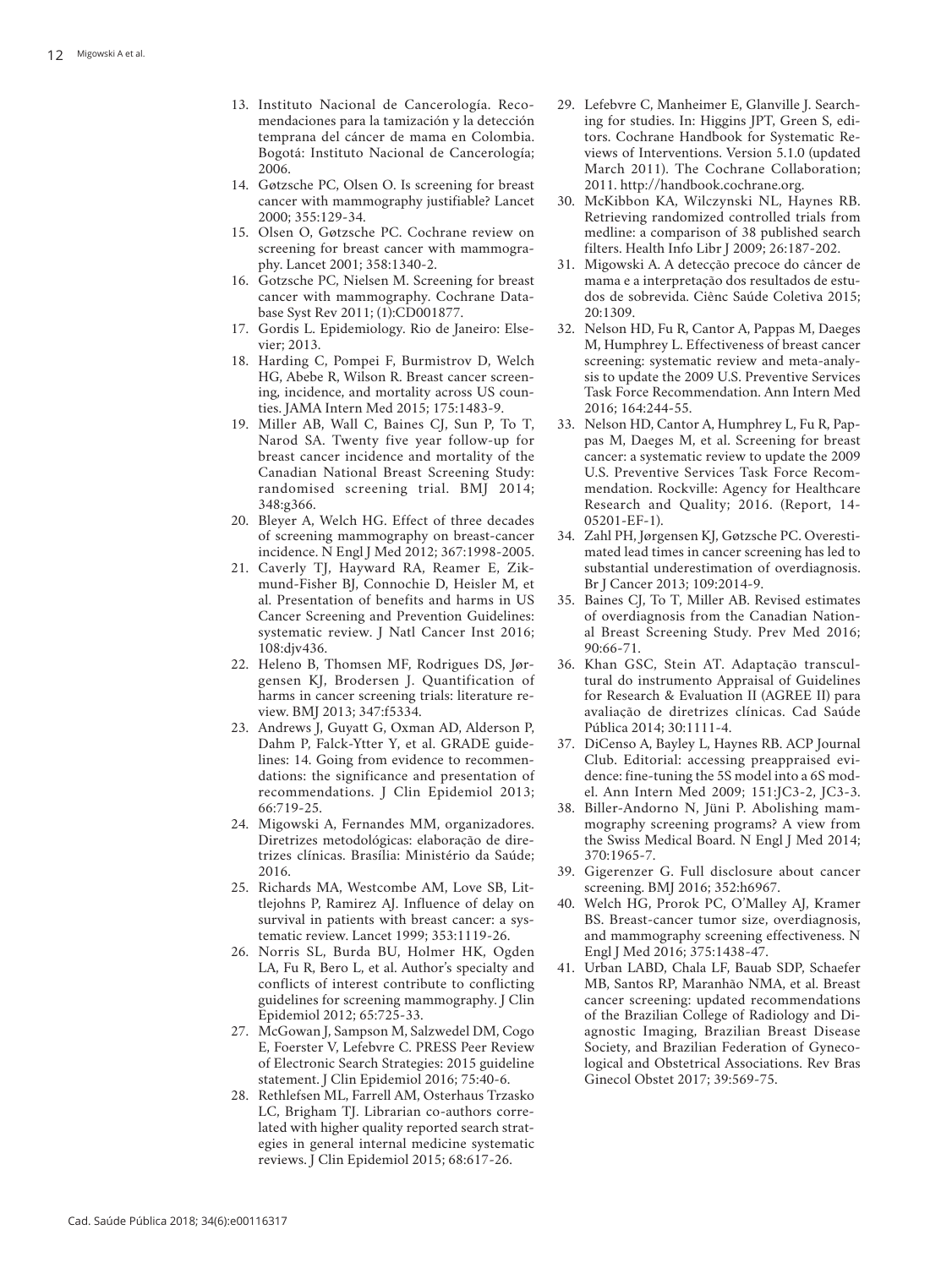13. Instituto Nacional de Cancerología. Recomendaciones para la tamización y la detección temprana del cáncer de mama en Colombia. Bogotá: Instituto Nacional de Cancerología; 2006.
14. Gøtzsche PC, Olsen O. Is screening for breast cancer with mammography justifiable? Lancet 2000; 355:129-34.
15. Olsen O, Gøtzsche PC. Cochrane review on screening for breast cancer with mammography. Lancet 2001; 358:1340-2.
16. Gotzsche PC, Nielsen M. Screening for breast cancer with mammography. Cochrane Database Syst Rev 2011; (1):CD001877.
17. Gordis L. Epidemiology. Rio de Janeiro: Elsevier; 2013.
18. Harding C, Pompei F, Burmistrov D, Welch HG, Abebe R, Wilson R. Breast cancer screening, incidence, and mortality across US counties. JAMA Intern Med 2015; 175:1483-9.
19. Miller AB, Wall C, Baines CJ, Sun P, To T, Narod SA. Twenty five year follow-up for breast cancer incidence and mortality of the Canadian National Breast Screening Study: randomised screening trial. BMJ 2014; 348:g366.
20. Bleyer A, Welch HG. Effect of three decades of screening mammography on breast-cancer incidence. N Engl J Med 2012; 367:1998-2005.
21. Caverly TJ, Hayward RA, Reamer E, Zikmund-Fisher BJ, Connochie D, Heisler M, et al. Presentation of benefits and harms in US Cancer Screening and Prevention Guidelines: systematic review. J Natl Cancer Inst 2016; 108:djv436.
22. Heleno B, Thomsen MF, Rodrigues DS, Jørgensen KJ, Brodersen J. Quantification of harms in cancer screening trials: literature review. BMJ 2013; 347:f5334.
23. Andrews J, Guyatt G, Oxman AD, Alderson P, Dahm P, Falck-Ytter Y, et al. GRADE guidelines: 14. Going from evidence to recommendations: the significance and presentation of recommendations. J Clin Epidemiol 2013; 66:719-25.
24. Migowski A, Fernandes MM, organizadores. Diretrizes metodológicas: elaboração de diretrizes clínicas. Brasília: Ministério da Saúde; 2016.
25. Richards MA, Westcombe AM, Love SB, Littlejohns P, Ramirez AJ. Influence of delay on survival in patients with breast cancer: a systematic review. Lancet 1999; 353:1119-26.
26. Norris SL, Burda BU, Holmer HK, Ogden LA, Fu R, Bero L, et al. Author's specialty and conflicts of interest contribute to conflicting guidelines for screening mammography. J Clin Epidemiol 2012; 65:725-33.
27. McGowan J, Sampson M, Salzwedel DM, Cogo E, Foerster V, Lefebvre C. PRESS Peer Review of Electronic Search Strategies: 2015 guideline statement. J Clin Epidemiol 2016; 75:40-6.
28. Rethlefsen ML, Farrell AM, Osterhaus Trzasko LC, Brigham TJ. Librarian co-authors correlated with higher quality reported search strategies in general internal medicine systematic reviews. J Clin Epidemiol 2015; 68:617-26.
29. Lefebvre C, Manheimer E, Glanville J. Searching for studies. In: Higgins JPT, Green S, editors. Cochrane Handbook for Systematic Reviews of Interventions. Version 5.1.0 (updated March 2011). The Cochrane Collaboration; 2011. http://handbook.cochrane.org.
30. McKibbon KA, Wilczynski NL, Haynes RB. Retrieving randomized controlled trials from medline: a comparison of 38 published search filters. Health Info Libr J 2009; 26:187-202.
31. Migowski A. A detecção precoce do câncer de mama e a interpretação dos resultados de estudos de sobrevida. Ciênc Saúde Coletiva 2015; 20:1309.
32. Nelson HD, Fu R, Cantor A, Pappas M, Daeges M, Humphrey L. Effectiveness of breast cancer screening: systematic review and meta-analysis to update the 2009 U.S. Preventive Services Task Force Recommendation. Ann Intern Med 2016; 164:244-55.
33. Nelson HD, Cantor A, Humphrey L, Fu R, Pappas M, Daeges M, et al. Screening for breast cancer: a systematic review to update the 2009 U.S. Preventive Services Task Force Recommendation. Rockville: Agency for Healthcare Research and Quality; 2016. (Report, 14-05201-EF-1).
34. Zahl PH, Jørgensen KJ, Gøtzsche PC. Overestimated lead times in cancer screening has led to substantial underestimation of overdiagnosis. Br J Cancer 2013; 109:2014-9.
35. Baines CJ, To T, Miller AB. Revised estimates of overdiagnosis from the Canadian National Breast Screening Study. Prev Med 2016; 90:66-71.
36. Khan GSC, Stein AT. Adaptação transcultural do instrumento Appraisal of Guidelines for Research & Evaluation II (AGREE II) para avaliação de diretrizes clínicas. Cad Saúde Pública 2014; 30:1111-4.
37. DiCenso A, Bayley L, Haynes RB. ACP Journal Club. Editorial: accessing preappraised evidence: fine-tuning the 5S model into a 6S model. Ann Intern Med 2009; 151:JC3-2, JC3-3.
38. Biller-Andorno N, Jüni P. Abolishing mammography screening programs? A view from the Swiss Medical Board. N Engl J Med 2014; 370:1965-7.
39. Gigerenzer G. Full disclosure about cancer screening. BMJ 2016; 352:h6967.
40. Welch HG, Prorok PC, O'Malley AJ, Kramer BS. Breast-cancer tumor size, overdiagnosis, and mammography screening effectiveness. N Engl J Med 2016; 375:1438-47.
41. Urban LABD, Chala LF, Bauab SDP, Schaefer MB, Santos RP, Maranhão NMA, et al. Breast cancer screening: updated recommendations of the Brazilian College of Radiology and Diagnostic Imaging, Brazilian Breast Disease Society, and Brazilian Federation of Gynecological and Obstetrical Associations. Rev Bras Ginecol Obstet 2017; 39:569-75.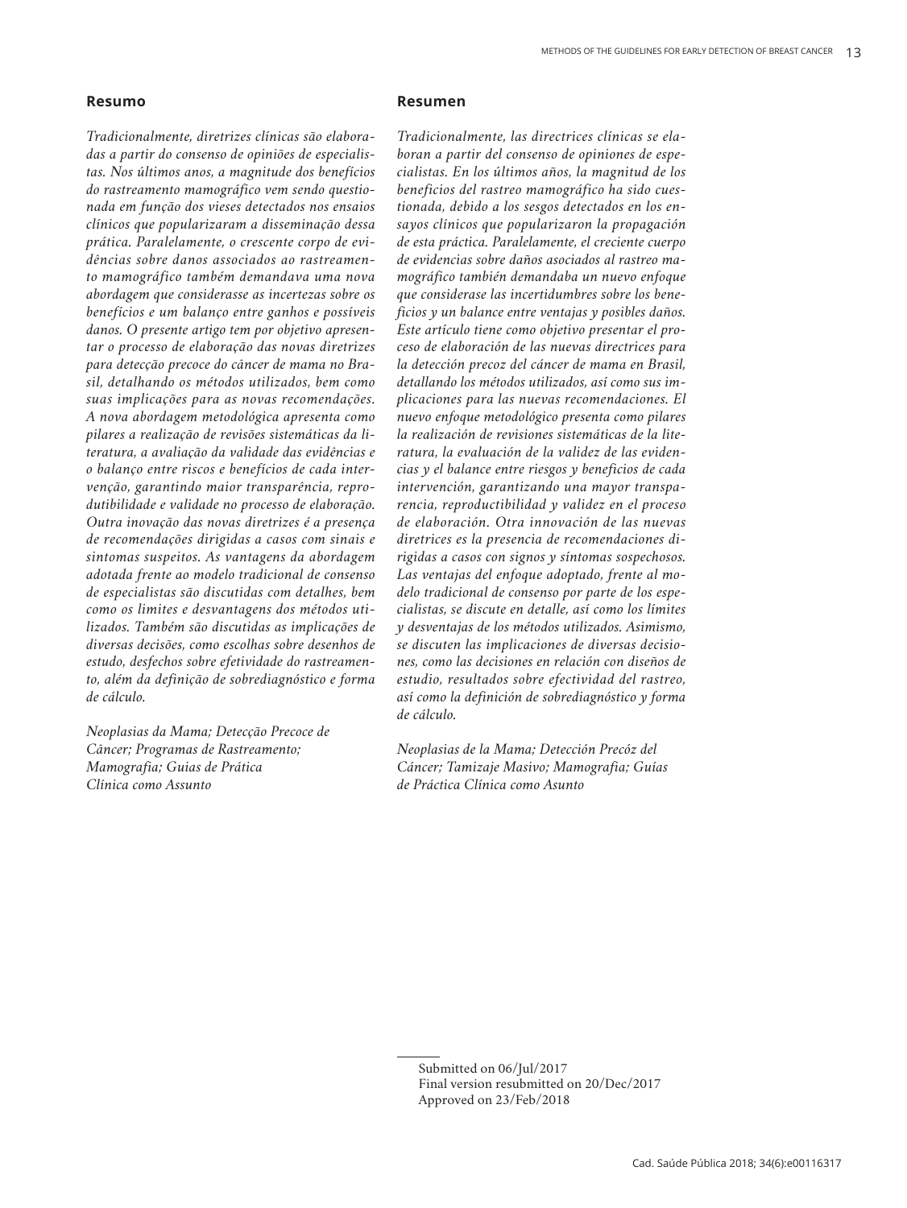## Resumo

*Tradicionalmente, diretrizes clínicas são elaboradas a partir do consenso de opiniões de especialistas. Nos últimos anos, a magnitude dos benefícios do rastreamento mamográfico vem sendo questionada em função dos vieses detectados nos ensaios clínicos que popularizaram a disseminação dessa prática. Paralelamente, o crescente corpo de evidências sobre danos associados ao rastreamento mamográfico também demandava uma nova abordagem que considerasse as incertezas sobre os benefícios e um balanço entre ganhos e possíveis danos. O presente artigo tem por objetivo apresentar o processo de elaboração das novas diretrizes para detecção precoce do câncer de mama no Brasil, detalhando os métodos utilizados, bem como suas implicações para as novas recomendações. A nova abordagem metodológica apresenta como pilares a realização de revisões sistemáticas da literatura, a avaliação da validade das evidências e o balanço entre riscos e benefícios de cada intervenção, garantindo maior transparência, reprodutibilidade e validade no processo de elaboração. Outra inovação das novas diretrizes é a presença de recomendações dirigidas a casos com sinais e sintomas suspeitos. As vantagens da abordagem adotada frente ao modelo tradicional de consenso de especialistas são discutidas com detalhes, bem como os limites e desvantagens dos métodos utilizados. Também são discutidas as implicações de diversas decisões, como escolhas sobre desenhos de estudo, desfechos sobre efetividade do rastreamento, além da definição de sobrediagnóstico e forma de cálculo.*

*Neoplasias da Mama; Detecção Precoce de Câncer; Programas de Rastreamento; Mamografia; Guias de Prática Clínica como Assunto*

## Resumen

*Tradicionalmente, las directrices clínicas se elaboran a partir del consenso de opiniones de especialistas. En los últimos años, la magnitud de los beneficios del rastreo mamográfico ha sido cuestionada, debido a los sesgos detectados en los ensayos clínicos que popularizaron la propagación de esta práctica. Paralelamente, el creciente cuerpo de evidencias sobre daños asociados al rastreo mamográfico también demandaba un nuevo enfoque que considerase las incertidumbres sobre los beneficios y un balance entre ventajas y posibles daños. Este artículo tiene como objetivo presentar el proceso de elaboración de las nuevas directrices para la detección precoz del cáncer de mama en Brasil, detallando los métodos utilizados, así como sus implicaciones para las nuevas recomendaciones. El nuevo enfoque metodológico presenta como pilares la realización de revisiones sistemáticas de la literatura, la evaluación de la validez de las evidencias y el balance entre riesgos y beneficios de cada intervención, garantizando una mayor transparencia, reproductibilidad y validez en el proceso de elaboración. Otra innovación de las nuevas diretrices es la presencia de recomendaciones dirigidas a casos con signos y síntomas sospechosos. Las ventajas del enfoque adoptado, frente al modelo tradicional de consenso por parte de los especialistas, se discute en detalle, así como los límites y desventajas de los métodos utilizados. Asimismo, se discuten las implicaciones de diversas decisiones, como las decisiones en relación con diseños de estudio, resultados sobre efectividad del rastreo, así como la definición de sobrediagnóstico y forma de cálculo.*

*Neoplasias de la Mama; Detección Precóz del Cáncer; Tamizaje Masivo; Mamografía; Guías de Práctica Clínica como Asunto*

---

Submitted on 06/Jul/2017
Final version resubmitted on 20/Dec/2017
Approved on 23/Feb/2018